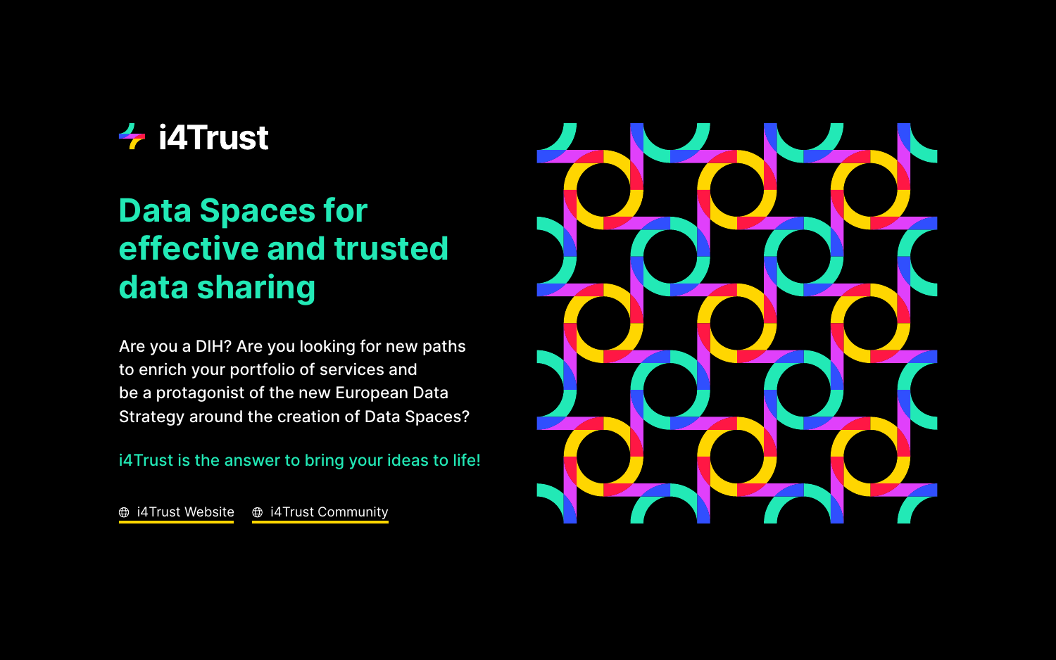# i4Trust

## Data Spaces for effective and trusted data sharing

Are you a DIH? Are you looking for new paths to enrich your portfolio of services and be a protagonist of the new European Data Strategy around the creation of Data Spaces?

i4Trust is the answer to bring your ideas to life!

i4Trust Website    i4Trust Community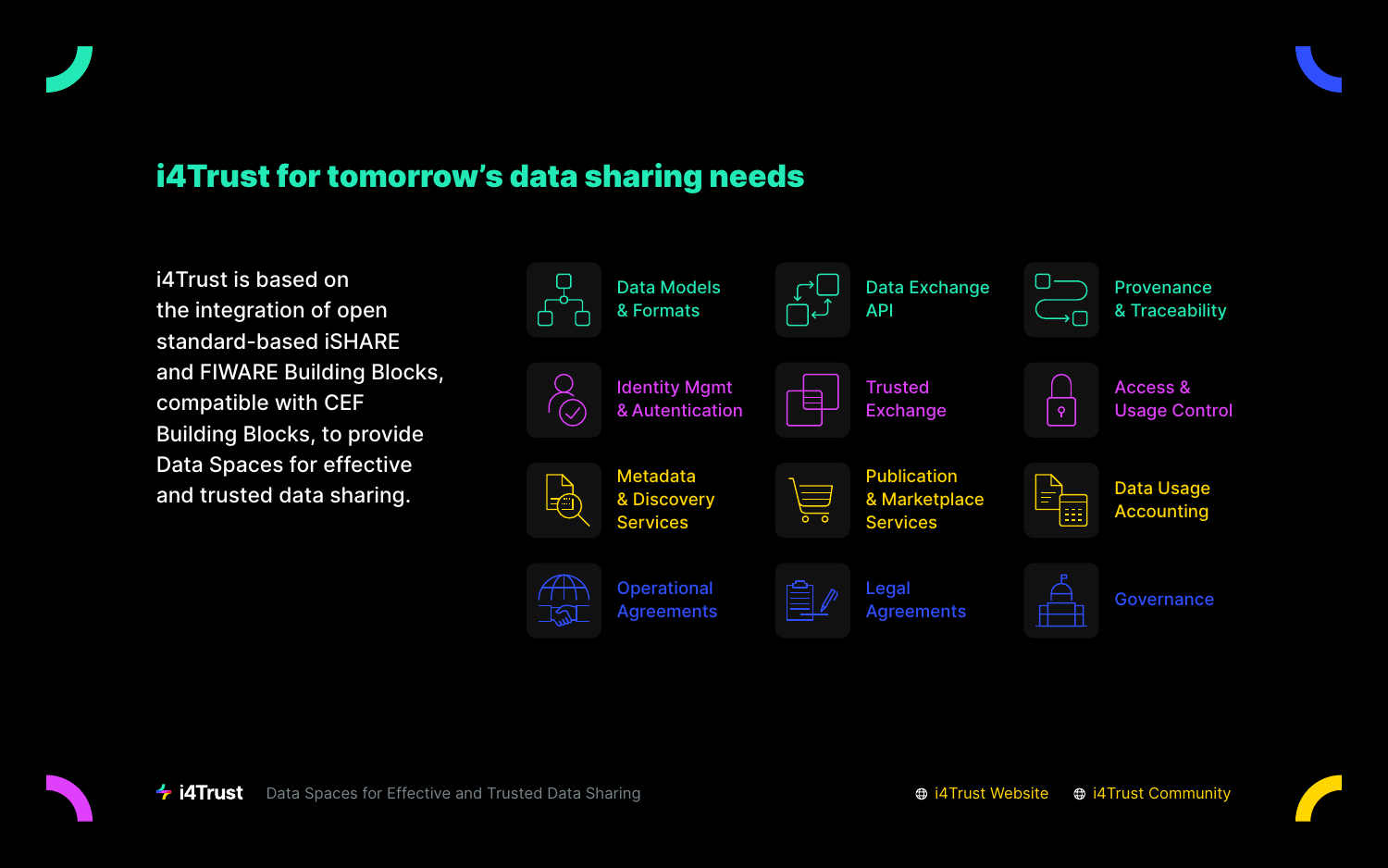## i4Trust for tomorrow's data sharing needs

i4Trust is based on the integration of open standard-based iSHARE and FIWARE Building Blocks, compatible with CEF Building Blocks, to provide Data Spaces for effective and trusted data sharing.

- Data Models & Formats
- Data Exchange API
- Provenance & Traceability
- Identity Mgmt & Autentication
- Trusted Exchange
- Access & Usage Control
- Metadata & Discovery Services
- Publication & Marketplace Services
- Data Usage Accounting
- Operational Agreements
- Legal Agreements
- Governance

i4Trust — Data Spaces for Effective and Trusted Data Sharing

i4Trust Website | i4Trust Community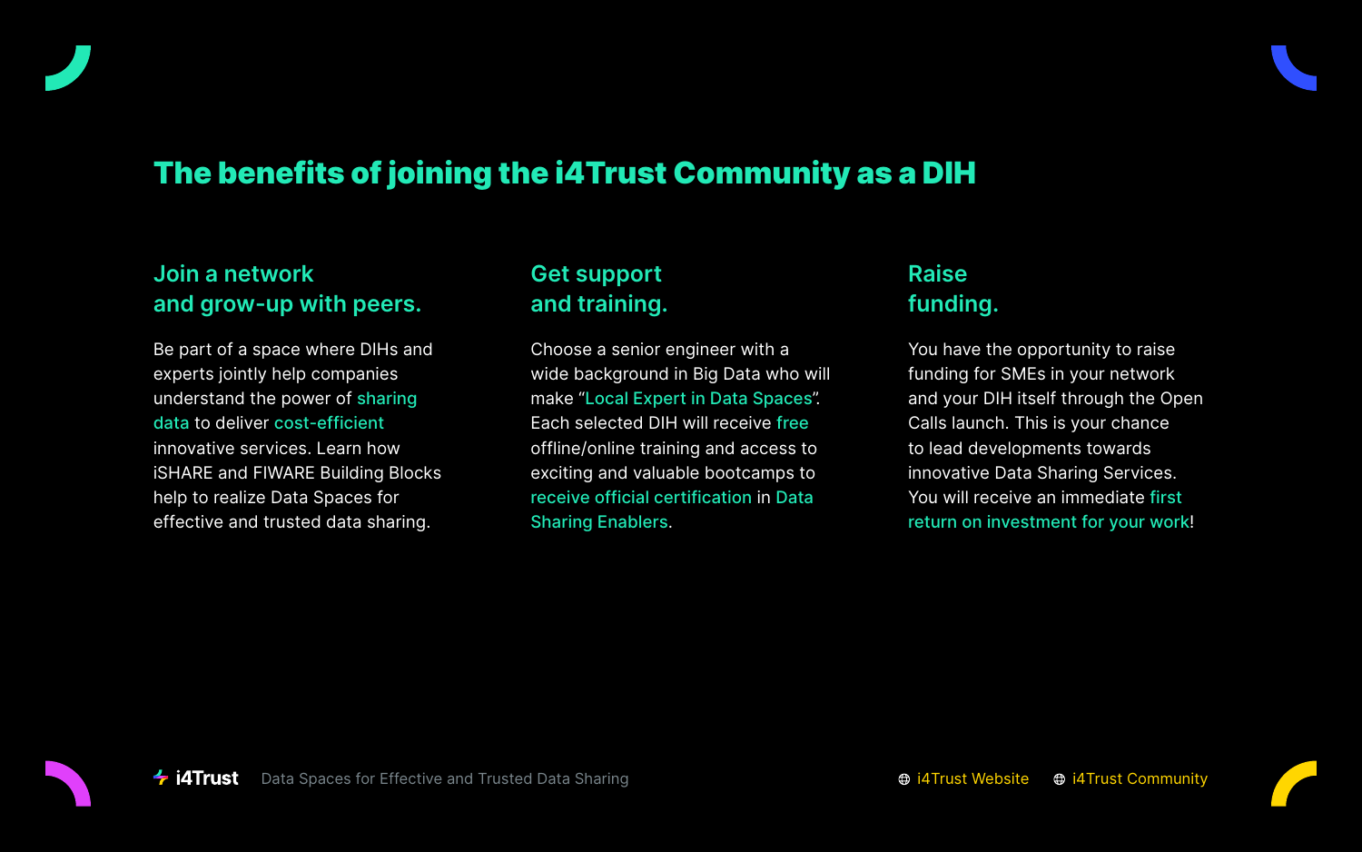# The benefits of joining the i4Trust Community as a DIH

## Join a network and grow-up with peers.

Be part of a space where DIHs and experts jointly help companies understand the power of sharing data to deliver cost-efficient innovative services. Learn how iSHARE and FIWARE Building Blocks help to realize Data Spaces for effective and trusted data sharing.

## Get support and training.

Choose a senior engineer with a wide background in Big Data who will make "Local Expert in Data Spaces". Each selected DIH will receive free offline/online training and access to exciting and valuable bootcamps to receive official certification in Data Sharing Enablers.

## Raise funding.

You have the opportunity to raise funding for SMEs in your network and your DIH itself through the Open Calls launch. This is your chance to lead developments towards innovative Data Sharing Services. You will receive an immediate first return on investment for your work!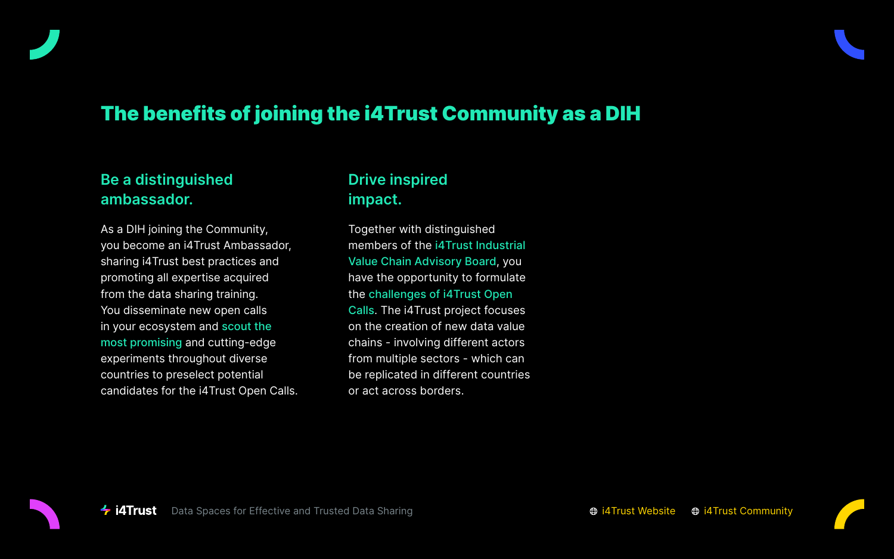# The benefits of joining the i4Trust Community as a DIH

## Be a distinguished ambassador.

As a DIH joining the Community, you become an i4Trust Ambassador, sharing i4Trust best practices and promoting all expertise acquired from the data sharing training. You disseminate new open calls in your ecosystem and scout the most promising and cutting-edge experiments throughout diverse countries to preselect potential candidates for the i4Trust Open Calls.

## Drive inspired impact.

Together with distinguished members of the i4Trust Industrial Value Chain Advisory Board, you have the opportunity to formulate the challenges of i4Trust Open Calls. The i4Trust project focuses on the creation of new data value chains - involving different actors from multiple sectors - which can be replicated in different countries or act across borders.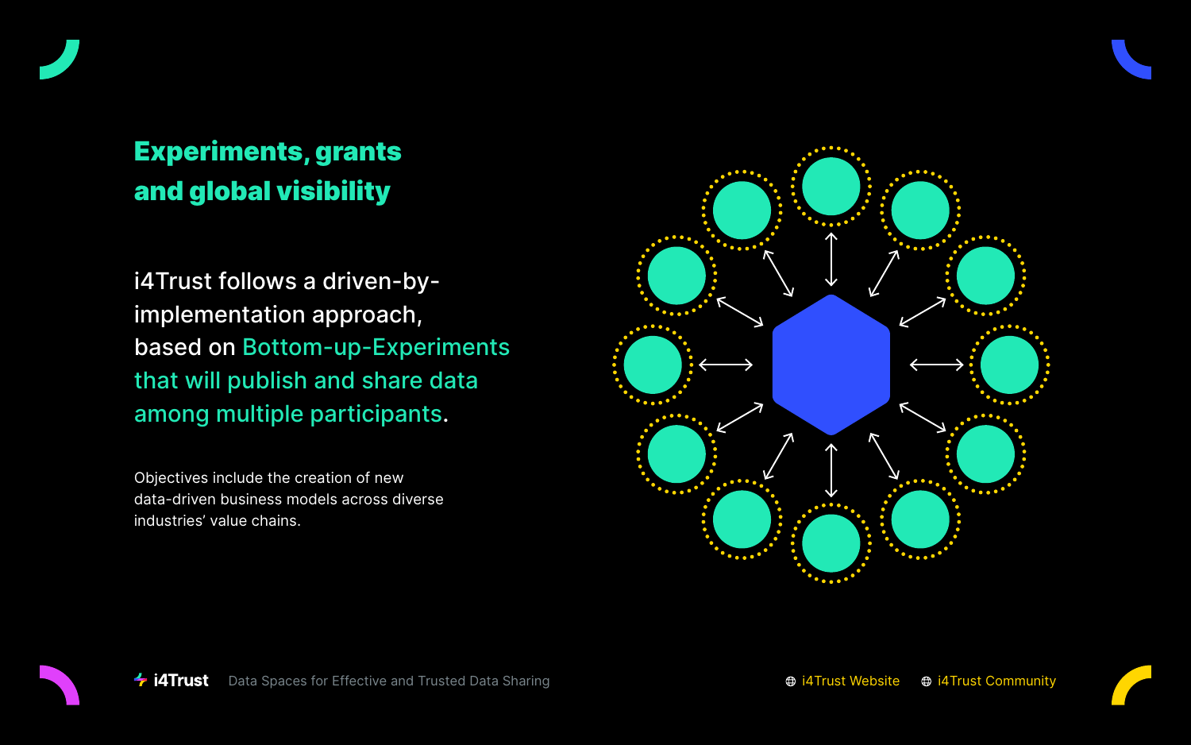## Experiments, grants and global visibility

i4Trust follows a driven-by-implementation approach, based on Bottom-up-Experiments that will publish and share data among multiple participants.

Objectives include the creation of new data-driven business models across diverse industries' value chains.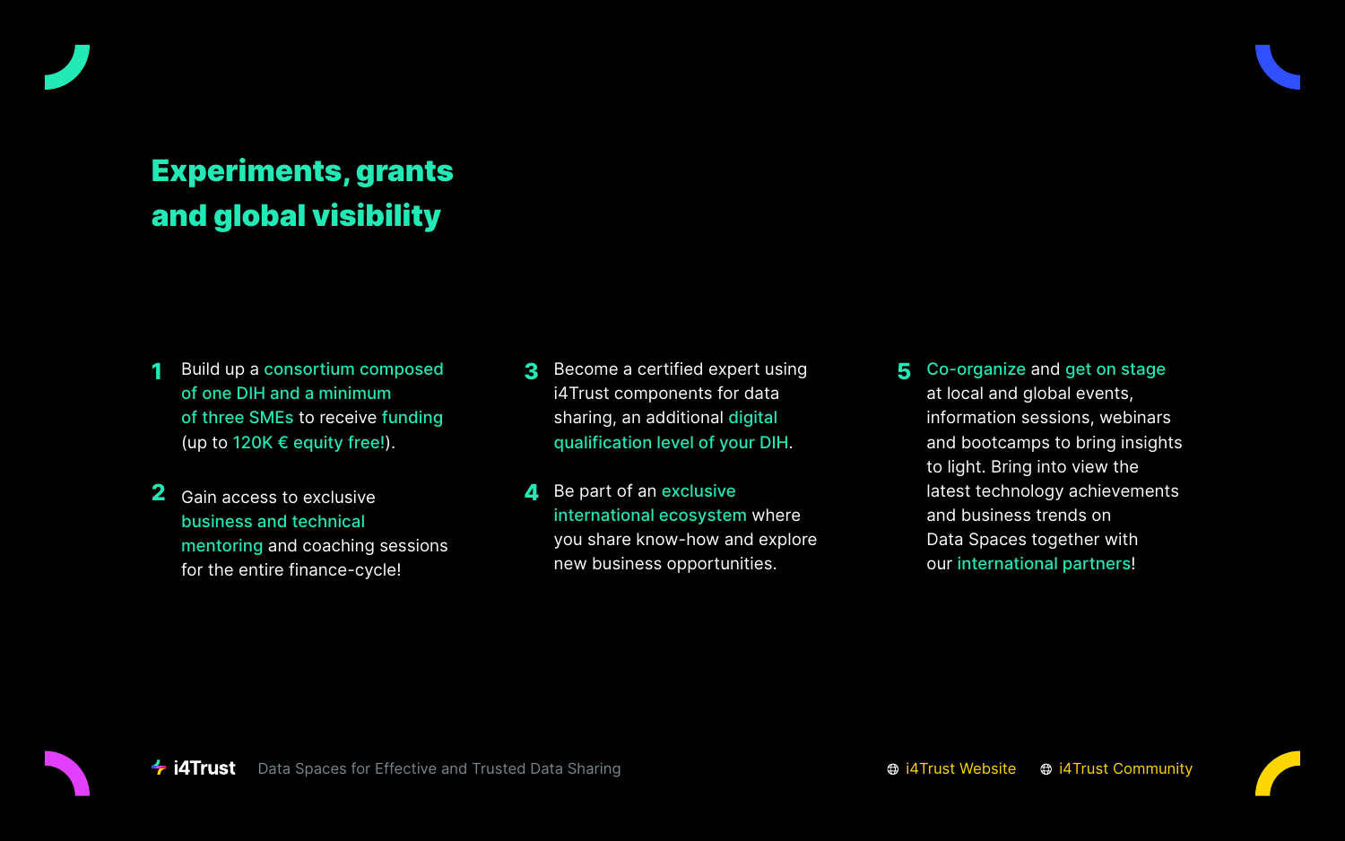# Experiments, grants and global visibility

1. Build up a consortium composed of one DIH and a minimum of three SMEs to receive funding (up to 120K € equity free!).

2. Gain access to exclusive business and technical mentoring and coaching sessions for the entire finance-cycle!

3. Become a certified expert using i4Trust components for data sharing, an additional digital qualification level of your DIH.

4. Be part of an exclusive international ecosystem where you share know-how and explore new business opportunities.

5. Co-organize and get on stage at local and global events, information sessions, webinars and bootcamps to bring insights to light. Bring into view the latest technology achievements and business trends on Data Spaces together with our international partners!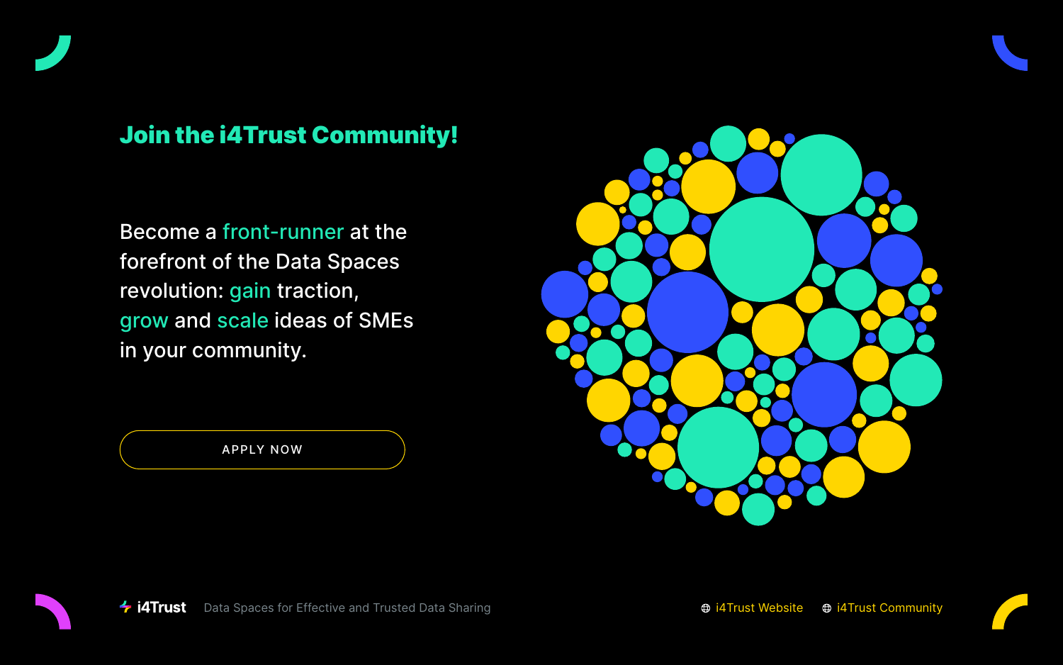## Join the i4Trust Community!

Become a front-runner at the forefront of the Data Spaces revolution: gain traction, grow and scale ideas of SMEs in your community.

APPLY NOW

i4Trust Data Spaces for Effective and Trusted Data Sharing

i4Trust Website i4Trust Community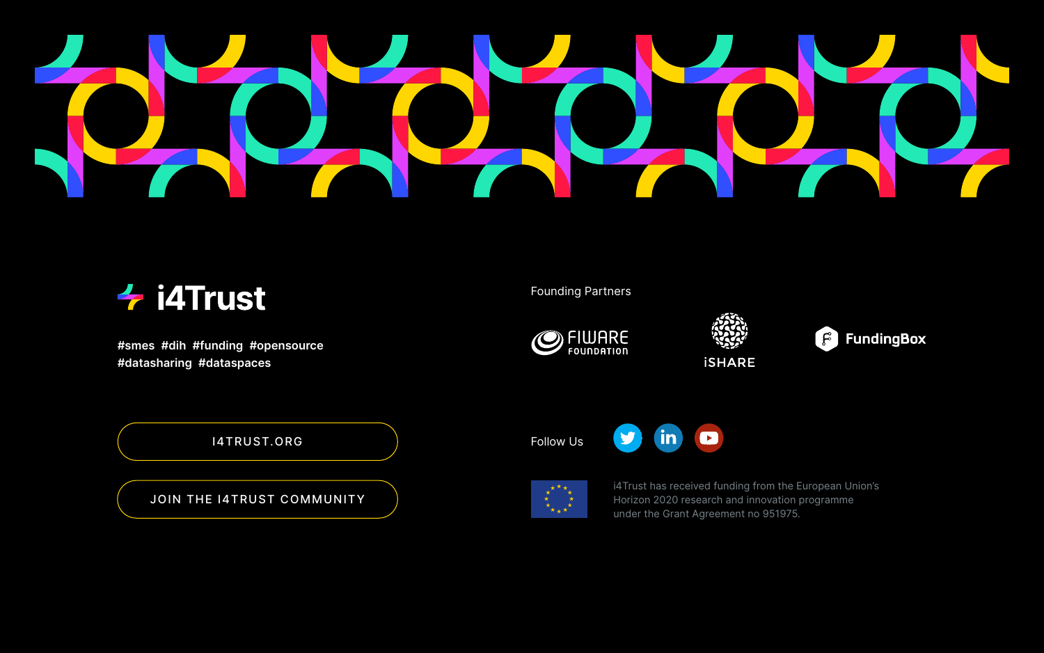# i4Trust

#smes #dih #funding #opensource
#datasharing #dataspaces

I4TRUST.ORG

JOIN THE I4TRUST COMMUNITY

Founding Partners

FIWARE FOUNDATION

iSHARE

FundingBox

Follow Us

i4Trust has received funding from the European Union's Horizon 2020 research and innovation programme under the Grant Agreement no 951975.